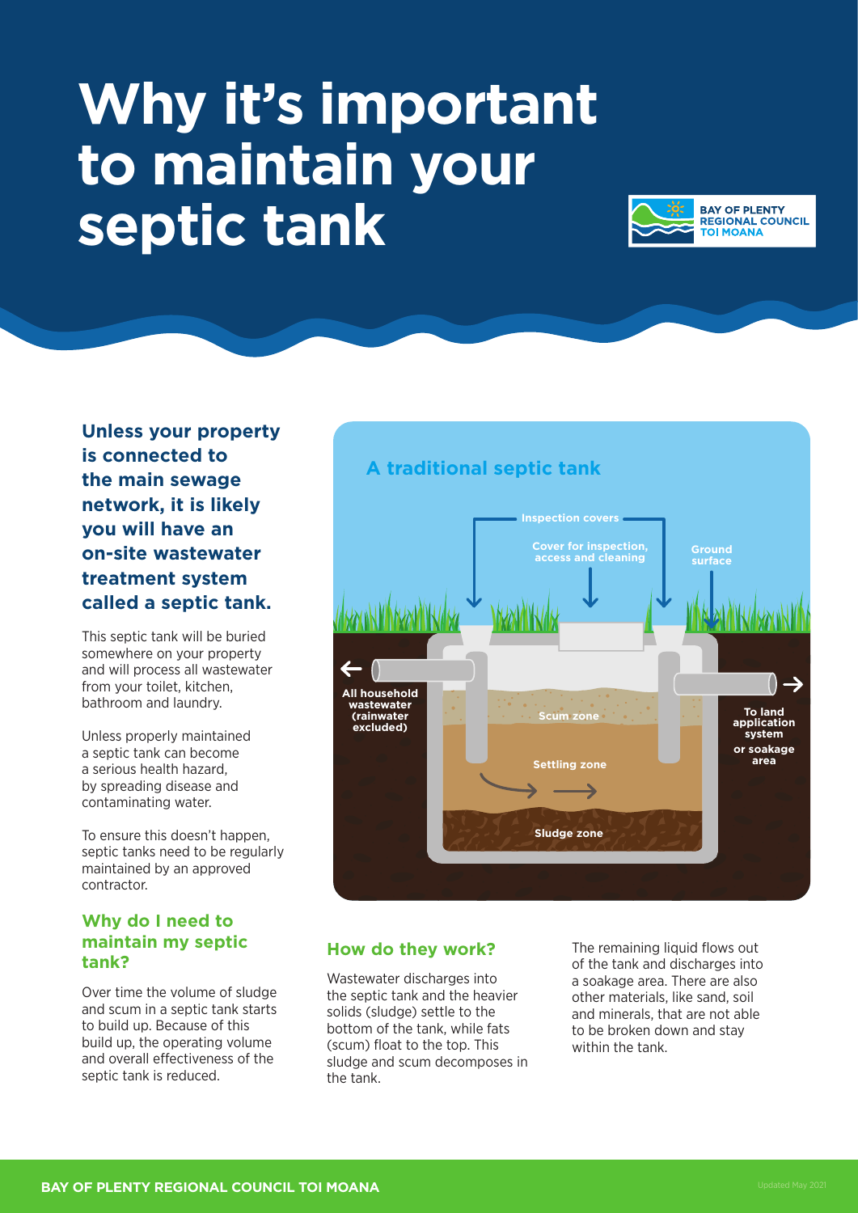# Why it's important to maintain your septic tank

BAY OF PLENTY REGIONAL COUNCIL TOI MOANA

**Unless your property is connected to the main sewage network, it is likely you will have an on-site wastewater treatment system called a septic tank.**

This septic tank will be buried somewhere on your property and will process all wastewater from your toilet, kitchen, bathroom and laundry.

Unless properly maintained a septic tank can become a serious health hazard, by spreading disease and contaminating water.

To ensure this doesn't happen, septic tanks need to be regularly maintained by an approved contractor.

## A traditional septic tank

Inspection covers

Cover for inspection, access and cleaning

Ground surface

All household wastewater (rainwater excluded)

Scum zone

Settling zone

Sludge zone

To land application system or soakage area

## Why do I need to maintain my septic tank?

Over time the volume of sludge and scum in a septic tank starts to build up. Because of this build up, the operating volume and overall effectiveness of the septic tank is reduced.

## How do they work?

Wastewater discharges into the septic tank and the heavier solids (sludge) settle to the bottom of the tank, while fats (scum) float to the top. This sludge and scum decomposes in the tank.

The remaining liquid flows out of the tank and discharges into a soakage area. There are also other materials, like sand, soil and minerals, that are not able to be broken down and stay within the tank.

BAY OF PLENTY REGIONAL COUNCIL TOI MOANA

Updated May 2021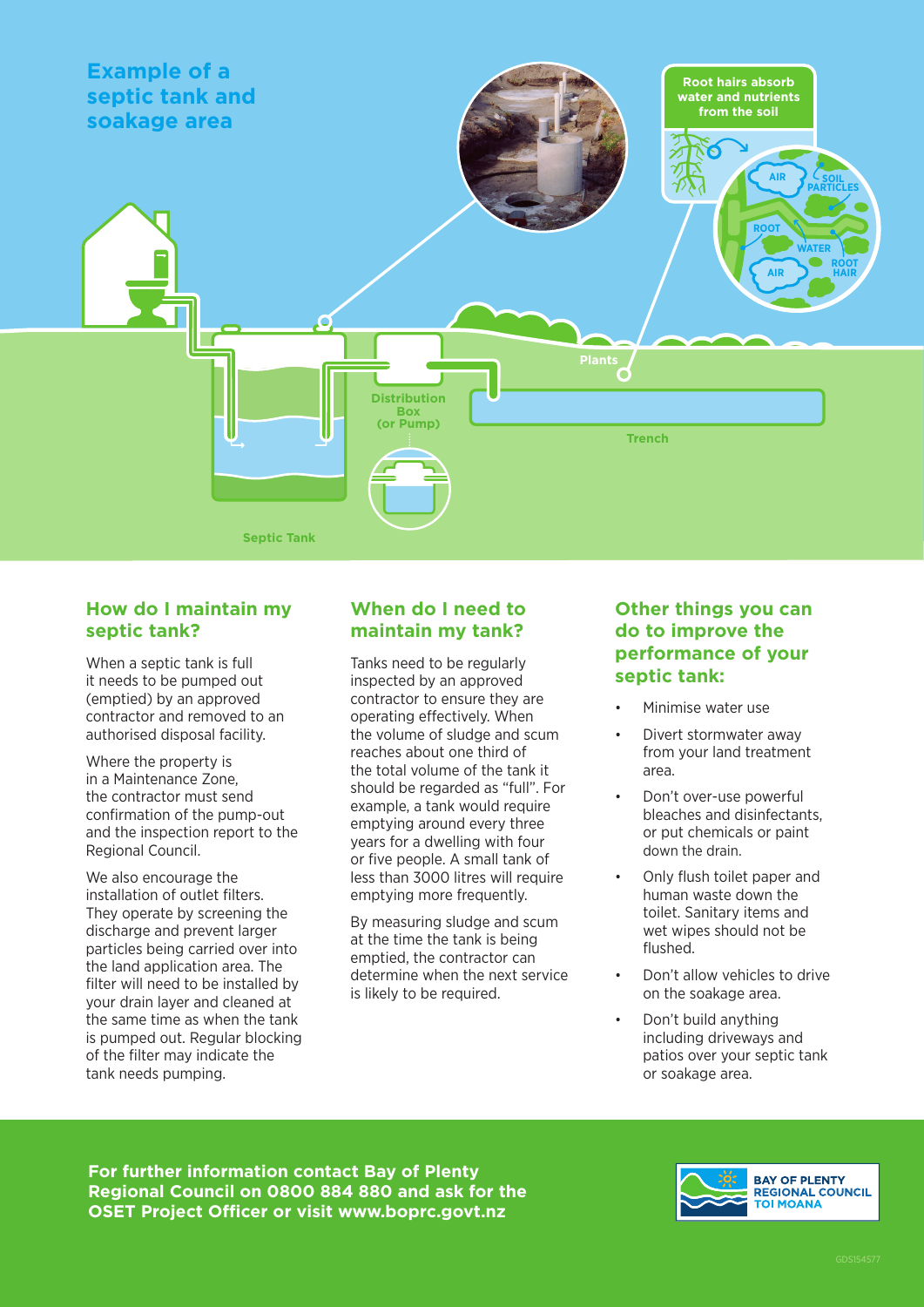## Example of a septic tank and soakage area

Root hairs absorb water and nutrients from the soil

AIR

SOIL PARTICLES

ROOT

WATER

ROOT HAIR

AIR

Plants

Distribution Box (or Pump)

Trench

Septic Tank

## How do I maintain my septic tank?

When a septic tank is full it needs to be pumped out (emptied) by an approved contractor and removed to an authorised disposal facility.

Where the property is in a Maintenance Zone, the contractor must send confirmation of the pump-out and the inspection report to the Regional Council.

We also encourage the installation of outlet filters. They operate by screening the discharge and prevent larger particles being carried over into the land application area. The filter will need to be installed by your drain layer and cleaned at the same time as when the tank is pumped out. Regular blocking of the filter may indicate the tank needs pumping.

## When do I need to maintain my tank?

Tanks need to be regularly inspected by an approved contractor to ensure they are operating effectively. When the volume of sludge and scum reaches about one third of the total volume of the tank it should be regarded as "full". For example, a tank would require emptying around every three years for a dwelling with four or five people. A small tank of less than 3000 litres will require emptying more frequently.

By measuring sludge and scum at the time the tank is being emptied, the contractor can determine when the next service is likely to be required.

## Other things you can do to improve the performance of your septic tank:

- Minimise water use
- Divert stormwater away from your land treatment area.
- Don't over-use powerful bleaches and disinfectants, or put chemicals or paint down the drain.
- Only flush toilet paper and human waste down the toilet. Sanitary items and wet wipes should not be flushed.
- Don't allow vehicles to drive on the soakage area.
- Don't build anything including driveways and patios over your septic tank or soakage area.

**For further information contact Bay of Plenty Regional Council on 0800 884 880 and ask for the OSET Project Officer or visit www.boprc.govt.nz**

BAY OF PLENTY REGIONAL COUNCIL TOI MOANA

GDS154577